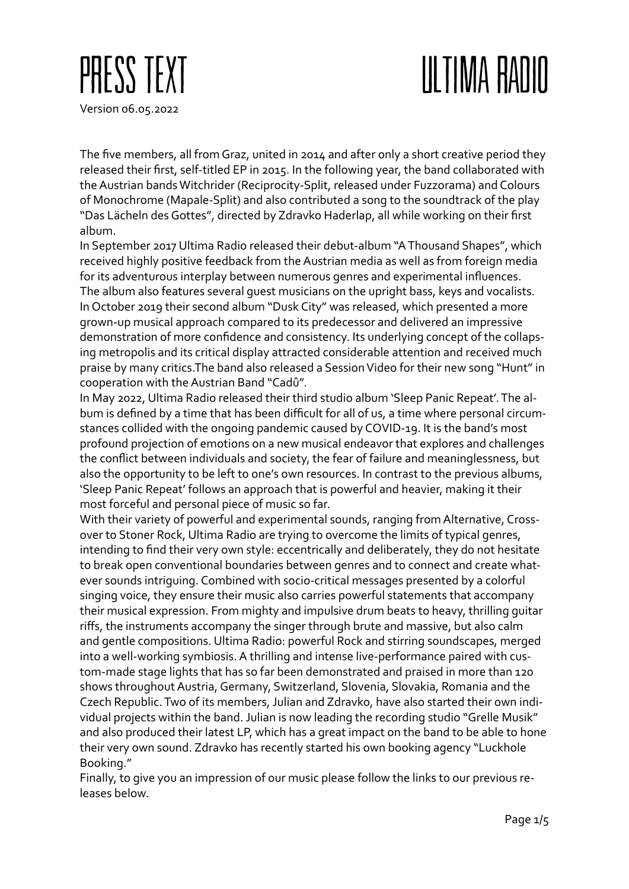# PRESS TEXT

# ULTIMA RADIO

Version 06.05.2022

The five members, all from Graz, united in 2014 and after only a short creative period they released their first, self-titled EP in 2015. In the following year, the band collaborated with the Austrian bands Witchrider (Reciprocity-Split, released under Fuzzorama) and Colours of Monochrome (Mapale-Split) and also contributed a song to the soundtrack of the play "Das Lächeln des Gottes", directed by Zdravko Haderlap, all while working on their first album.

In September 2017 Ultima Radio released their debut-album "A Thousand Shapes", which received highly positive feedback from the Austrian media as well as from foreign media for its adventurous interplay between numerous genres and experimental influences. The album also features several guest musicians on the upright bass, keys and vocalists.

In October 2019 their second album "Dusk City" was released, which presented a more grown-up musical approach compared to its predecessor and delivered an impressive demonstration of more confidence and consistency. Its underlying concept of the collapsing metropolis and its critical display attracted considerable attention and received much praise by many critics.The band also released a Session Video for their new song "Hunt" in cooperation with the Austrian Band "Cadû".

In May 2022, Ultima Radio released their third studio album 'Sleep Panic Repeat'. The album is defined by a time that has been difficult for all of us, a time where personal circumstances collided with the ongoing pandemic caused by COVID-19. It is the band's most profound projection of emotions on a new musical endeavor that explores and challenges the conflict between individuals and society, the fear of failure and meaninglessness, but also the opportunity to be left to one's own resources. In contrast to the previous albums, 'Sleep Panic Repeat' follows an approach that is powerful and heavier, making it their most forceful and personal piece of music so far.

With their variety of powerful and experimental sounds, ranging from Alternative, Crossover to Stoner Rock, Ultima Radio are trying to overcome the limits of typical genres, intending to find their very own style: eccentrically and deliberately, they do not hesitate to break open conventional boundaries between genres and to connect and create whatever sounds intriguing. Combined with socio-critical messages presented by a colorful singing voice, they ensure their music also carries powerful statements that accompany their musical expression. From mighty and impulsive drum beats to heavy, thrilling guitar riffs, the instruments accompany the singer through brute and massive, but also calm and gentle compositions. Ultima Radio: powerful Rock and stirring soundscapes, merged into a well-working symbiosis. A thrilling and intense live-performance paired with custom-made stage lights that has so far been demonstrated and praised in more than 120 shows throughout Austria, Germany, Switzerland, Slovenia, Slovakia, Romania and the Czech Republic. Two of its members, Julian and Zdravko, have also started their own individual projects within the band. Julian is now leading the recording studio "Grelle Musik" and also produced their latest LP, which has a great impact on the band to be able to hone their very own sound. Zdravko has recently started his own booking agency "Luckhole Booking."

Finally, to give you an impression of our music please follow the links to our previous releases below.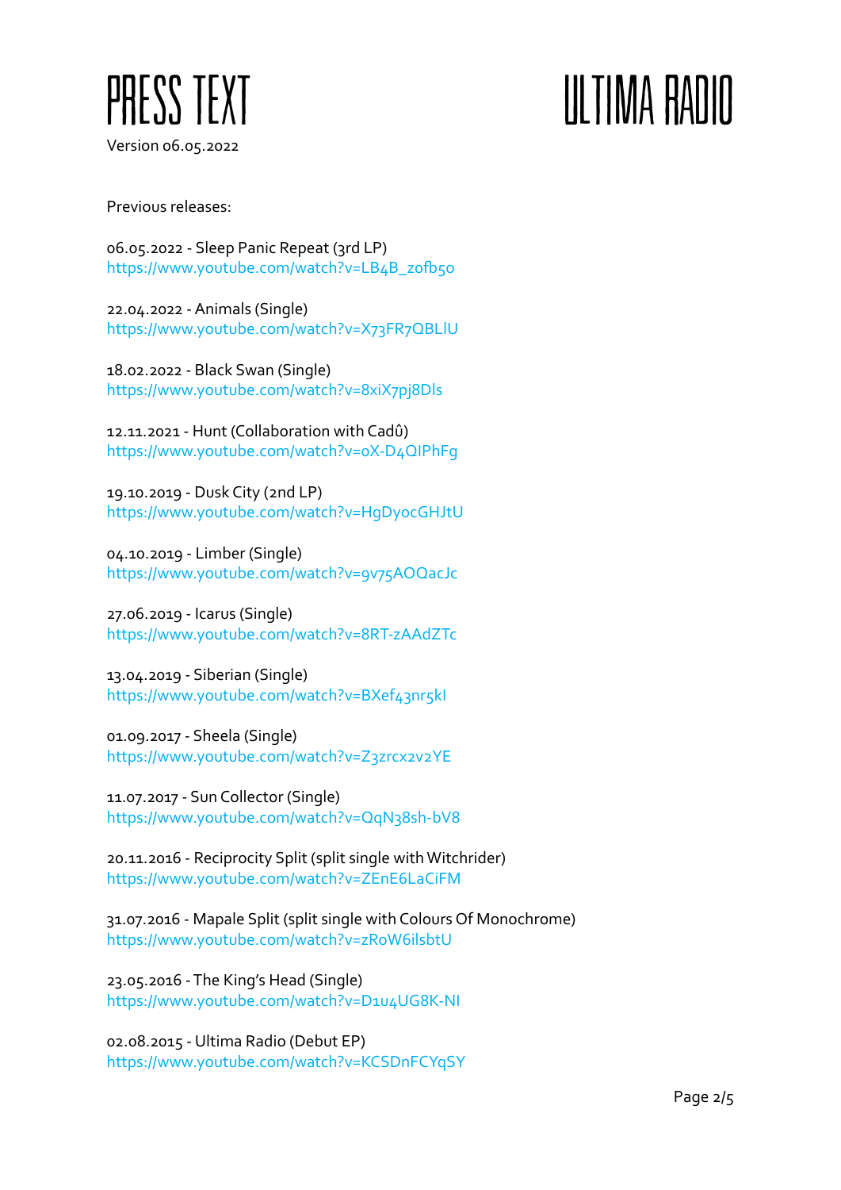# PRESS TEXT

Version 06.05.2022

# ULTIMA RADIO

Previous releases:

06.05.2022 - Sleep Panic Repeat (3rd LP)
https://www.youtube.com/watch?v=LB4B_zofb5o

22.04.2022 - Animals (Single)
https://www.youtube.com/watch?v=X73FR7QBLlU

18.02.2022 - Black Swan (Single)
https://www.youtube.com/watch?v=8xiX7pj8Dls

12.11.2021 - Hunt (Collaboration with Cadû)
https://www.youtube.com/watch?v=oX-D4QIPhFg

19.10.2019 - Dusk City (2nd LP)
https://www.youtube.com/watch?v=HgDyocGHJtU

04.10.2019 - Limber (Single)
https://www.youtube.com/watch?v=9v75AOQacJc

27.06.2019 - Icarus (Single)
https://www.youtube.com/watch?v=8RT-zAAdZTc

13.04.2019 - Siberian (Single)
https://www.youtube.com/watch?v=BXef43nr5kI

01.09.2017 - Sheela (Single)
https://www.youtube.com/watch?v=Z3zrcx2v2YE

11.07.2017 - Sun Collector (Single)
https://www.youtube.com/watch?v=QqN38sh-bV8

20.11.2016 - Reciprocity Split (split single with Witchrider)
https://www.youtube.com/watch?v=ZEnE6LaCiFM

31.07.2016 - Mapale Split (split single with Colours Of Monochrome)
https://www.youtube.com/watch?v=zRoW6ilsbtU

23.05.2016 - The King's Head (Single)
https://www.youtube.com/watch?v=D1u4UG8K-NI

02.08.2015 - Ultima Radio (Debut EP)
https://www.youtube.com/watch?v=KCSDnFCYqSY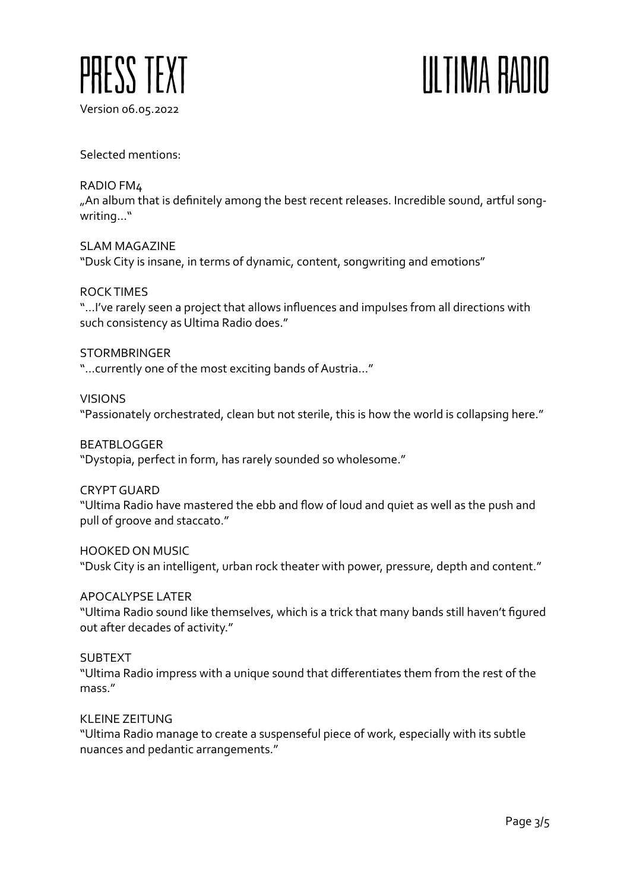Selected mentions:

RADIO FM4
„An album that is definitely among the best recent releases. Incredible sound, artful song-writing…"

SLAM MAGAZINE
"Dusk City is insane, in terms of dynamic, content, songwriting and emotions"

ROCK TIMES
"…I've rarely seen a project that allows influences and impulses from all directions with such consistency as Ultima Radio does."

STORMBRINGER
"…currently one of the most exciting bands of Austria…"

VISIONS
"Passionately orchestrated, clean but not sterile, this is how the world is collapsing here."

BEATBLOGGER
"Dystopia, perfect in form, has rarely sounded so wholesome."

CRYPT GUARD
"Ultima Radio have mastered the ebb and flow of loud and quiet as well as the push and pull of groove and staccato."

HOOKED ON MUSIC
"Dusk City is an intelligent, urban rock theater with power, pressure, depth and content."

APOCALYPSE LATER
"Ultima Radio sound like themselves, which is a trick that many bands still haven't figured out after decades of activity."

SUBTEXT
"Ultima Radio impress with a unique sound that differentiates them from the rest of the mass."

KLEINE ZEITUNG
"Ultima Radio manage to create a suspenseful piece of work, especially with its subtle nuances and pedantic arrangements."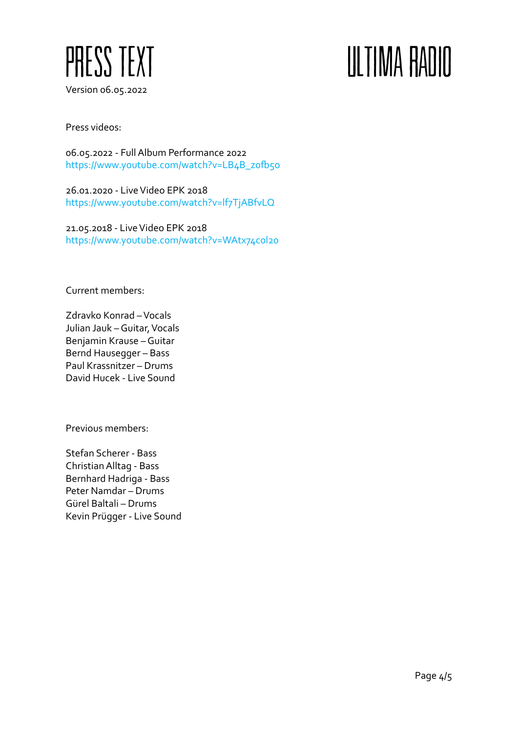# PRESS TEXT

Version 06.05.2022

# ULTIMA RADIO

Press videos:

06.05.2022 - Full Album Performance 2022
https://www.youtube.com/watch?v=LB4B_z0fb50

26.01.2020 - Live Video EPK 2018
https://www.youtube.com/watch?v=lf7TjABfvLQ

21.05.2018 - Live Video EPK 2018
https://www.youtube.com/watch?v=WAtx74col20

Current members:

Zdravko Konrad – Vocals
Julian Jauk – Guitar, Vocals
Benjamin Krause – Guitar
Bernd Hausegger – Bass
Paul Krassnitzer – Drums
David Hucek - Live Sound

Previous members:

Stefan Scherer - Bass
Christian Alltag - Bass
Bernhard Hadriga - Bass
Peter Namdar – Drums
Gürel Baltali – Drums
Kevin Prügger - Live Sound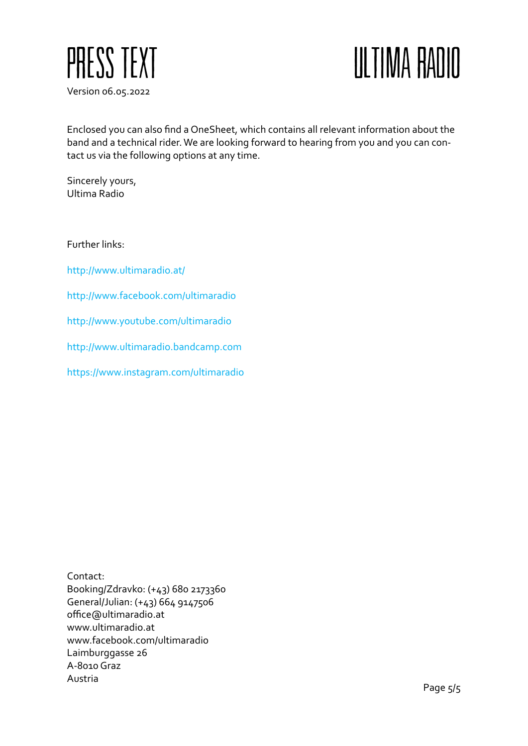# PRESS TEXT

Version 06.05.2022

# ULTIMA RADIO

Enclosed you can also find a OneSheet, which contains all relevant information about the band and a technical rider. We are looking forward to hearing from you and you can contact us via the following options at any time.

Sincerely yours,
Ultima Radio

Further links:

http://www.ultimaradio.at/

http://www.facebook.com/ultimaradio

http://www.youtube.com/ultimaradio

http://www.ultimaradio.bandcamp.com

https://www.instagram.com/ultimaradio

Contact:
Booking/Zdravko: (+43) 680 2173360
General/Julian: (+43) 664 9147506
office@ultimaradio.at
www.ultimaradio.at
www.facebook.com/ultimaradio
Laimburggasse 26
A-8010 Graz
Austria